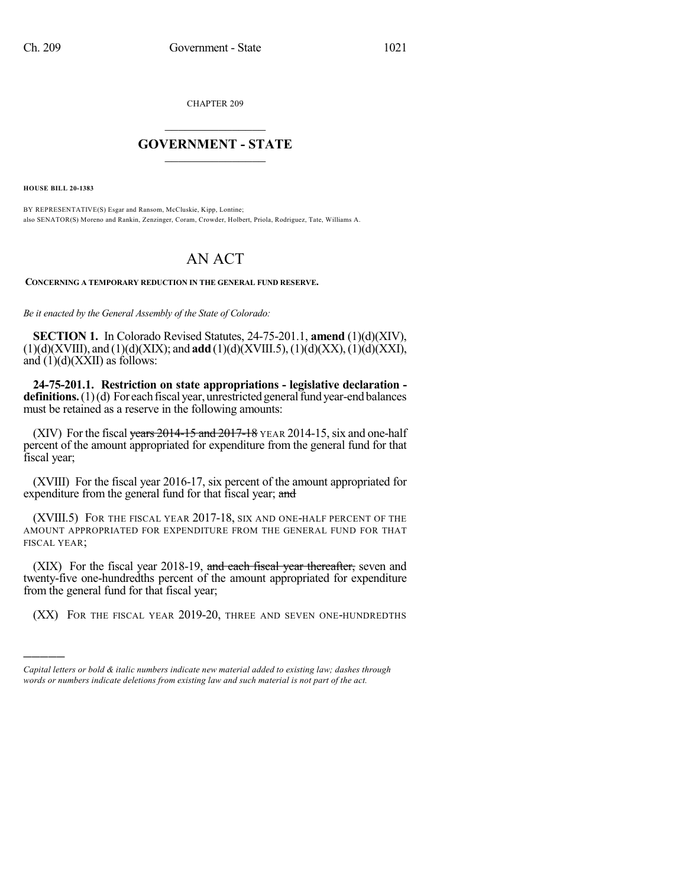CHAPTER 209

# GOVERNMENT - STATE

**HOUSE BILL 20-1383**

BY REPRESENTATIVE(S) Esgar and Ransom, McCluskie, Kipp, Lontine;
also SENATOR(S) Moreno and Rankin, Zenzinger, Coram, Crowder, Holbert, Priola, Rodriguez, Tate, Williams A.

# AN ACT

**CONCERNING A TEMPORARY REDUCTION IN THE GENERAL FUND RESERVE.**

*Be it enacted by the General Assembly of the State of Colorado:*

**SECTION 1.** In Colorado Revised Statutes, 24-75-201.1, **amend** (1)(d)(XIV), (1)(d)(XVIII), and (1)(d)(XIX); and **add** (1)(d)(XVIII.5), (1)(d)(XX), (1)(d)(XXI), and (1)(d)(XXII) as follows:

**24-75-201.1. Restriction on state appropriations - legislative declaration - definitions.** (1) (d) For each fiscal year, unrestricted general fund year-end balances must be retained as a reserve in the following amounts:

(XIV) For the fiscal ~~years 2014-15 and 2017-18~~ YEAR 2014-15, six and one-half percent of the amount appropriated for expenditure from the general fund for that fiscal year;

(XVIII) For the fiscal year 2016-17, six percent of the amount appropriated for expenditure from the general fund for that fiscal year; ~~and~~

(XVIII.5) FOR THE FISCAL YEAR 2017-18, SIX AND ONE-HALF PERCENT OF THE AMOUNT APPROPRIATED FOR EXPENDITURE FROM THE GENERAL FUND FOR THAT FISCAL YEAR;

(XIX) For the fiscal year 2018-19, ~~and each fiscal year thereafter,~~ seven and twenty-five one-hundredths percent of the amount appropriated for expenditure from the general fund for that fiscal year;

(XX) FOR THE FISCAL YEAR 2019-20, THREE AND SEVEN ONE-HUNDREDTHS

---

*Capital letters or bold & italic numbers indicate new material added to existing law; dashes through words or numbers indicate deletions from existing law and such material is not part of the act.*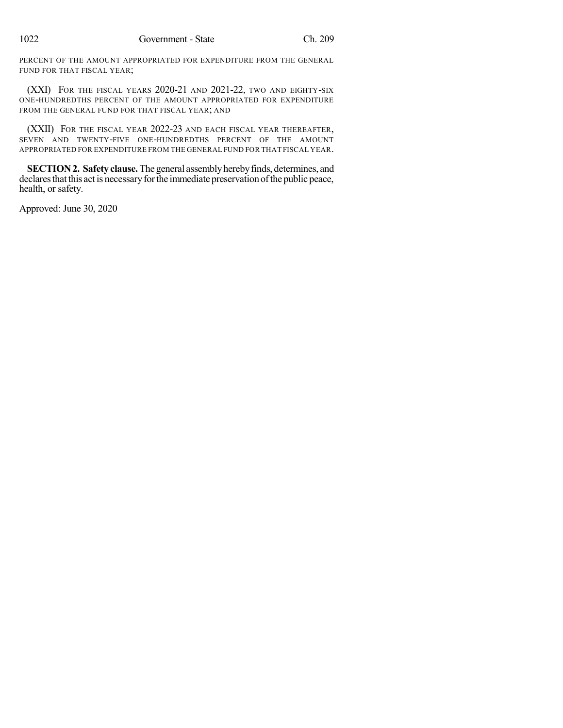PERCENT OF THE AMOUNT APPROPRIATED FOR EXPENDITURE FROM THE GENERAL FUND FOR THAT FISCAL YEAR;

(XXI) FOR THE FISCAL YEARS 2020-21 AND 2021-22, TWO AND EIGHTY-SIX ONE-HUNDREDTHS PERCENT OF THE AMOUNT APPROPRIATED FOR EXPENDITURE FROM THE GENERAL FUND FOR THAT FISCAL YEAR; AND

(XXII) FOR THE FISCAL YEAR 2022-23 AND EACH FISCAL YEAR THEREAFTER, SEVEN AND TWENTY-FIVE ONE-HUNDREDTHS PERCENT OF THE AMOUNT APPROPRIATED FOR EXPENDITURE FROM THE GENERAL FUND FOR THAT FISCAL YEAR.

**SECTION 2. Safety clause.** The general assembly hereby finds, determines, and declares that this act is necessary for the immediate preservation of the public peace, health, or safety.

Approved: June 30, 2020